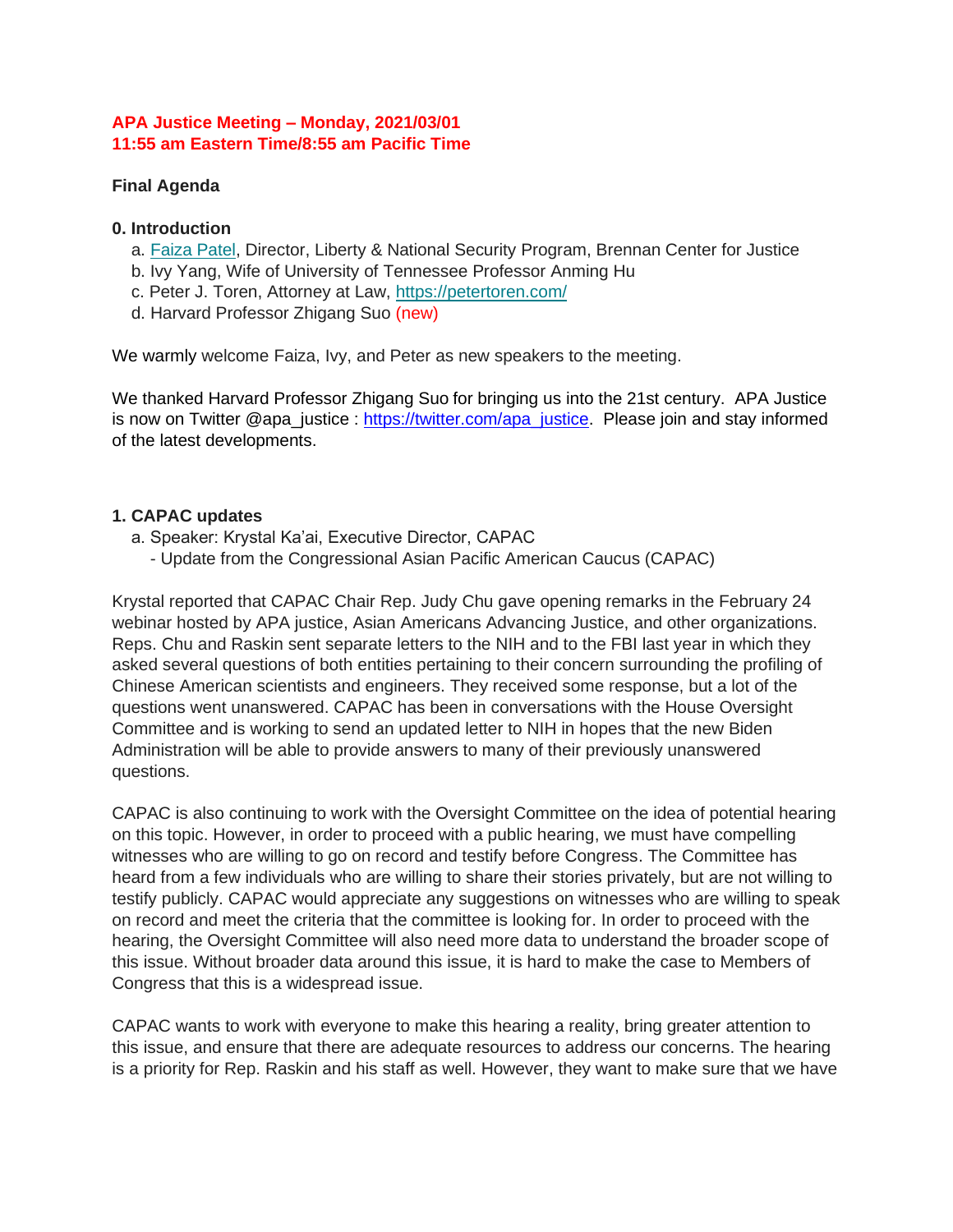**APA Justice Meeting – Monday, 2021/03/01**
**11:55 am Eastern Time/8:55 am Pacific Time**

**Final Agenda**

**0. Introduction**

a. [Faiza Patel](#), Director, Liberty & National Security Program, Brennan Center for Justice
b. Ivy Yang, Wife of University of Tennessee Professor Anming Hu
c. Peter J. Toren, Attorney at Law, https://petertoren.com/
d. Harvard Professor Zhigang Suo (new)

We warmly welcome Faiza, Ivy, and Peter as new speakers to the meeting.

We thanked Harvard Professor Zhigang Suo for bringing us into the 21st century. APA Justice is now on Twitter @apa_justice : https://twitter.com/apa_justice. Please join and stay informed of the latest developments.

**1. CAPAC updates**

a. Speaker: Krystal Ka'ai, Executive Director, CAPAC
   - Update from the Congressional Asian Pacific American Caucus (CAPAC)

Krystal reported that CAPAC Chair Rep. Judy Chu gave opening remarks in the February 24 webinar hosted by APA justice, Asian Americans Advancing Justice, and other organizations. Reps. Chu and Raskin sent separate letters to the NIH and to the FBI last year in which they asked several questions of both entities pertaining to their concern surrounding the profiling of Chinese American scientists and engineers. They received some response, but a lot of the questions went unanswered. CAPAC has been in conversations with the House Oversight Committee and is working to send an updated letter to NIH in hopes that the new Biden Administration will be able to provide answers to many of their previously unanswered questions.

CAPAC is also continuing to work with the Oversight Committee on the idea of potential hearing on this topic. However, in order to proceed with a public hearing, we must have compelling witnesses who are willing to go on record and testify before Congress. The Committee has heard from a few individuals who are willing to share their stories privately, but are not willing to testify publicly. CAPAC would appreciate any suggestions on witnesses who are willing to speak on record and meet the criteria that the committee is looking for. In order to proceed with the hearing, the Oversight Committee will also need more data to understand the broader scope of this issue. Without broader data around this issue, it is hard to make the case to Members of Congress that this is a widespread issue.

CAPAC wants to work with everyone to make this hearing a reality, bring greater attention to this issue, and ensure that there are adequate resources to address our concerns. The hearing is a priority for Rep. Raskin and his staff as well. However, they want to make sure that we have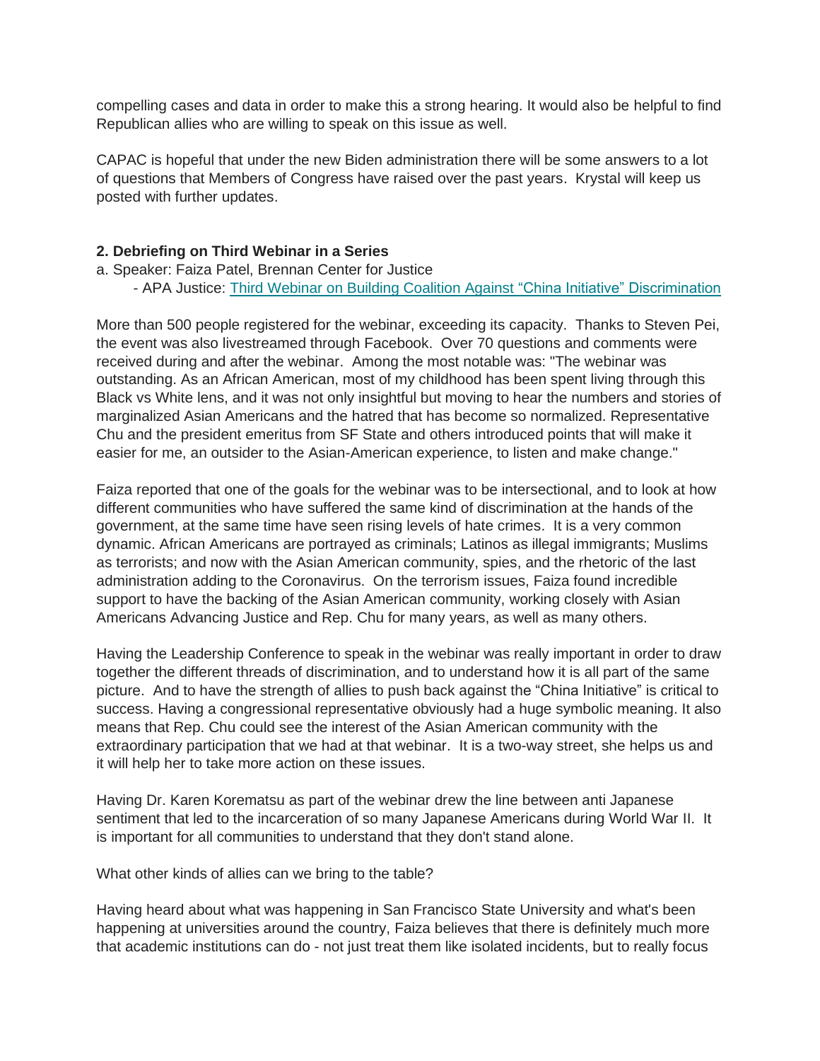compelling cases and data in order to make this a strong hearing. It would also be helpful to find Republican allies who are willing to speak on this issue as well.

CAPAC is hopeful that under the new Biden administration there will be some answers to a lot of questions that Members of Congress have raised over the past years. Krystal will keep us posted with further updates.

**2. Debriefing on Third Webinar in a Series**

a. Speaker: Faiza Patel, Brennan Center for Justice
 - APA Justice: Third Webinar on Building Coalition Against "China Initiative" Discrimination

More than 500 people registered for the webinar, exceeding its capacity. Thanks to Steven Pei, the event was also livestreamed through Facebook. Over 70 questions and comments were received during and after the webinar. Among the most notable was: "The webinar was outstanding. As an African American, most of my childhood has been spent living through this Black vs White lens, and it was not only insightful but moving to hear the numbers and stories of marginalized Asian Americans and the hatred that has become so normalized. Representative Chu and the president emeritus from SF State and others introduced points that will make it easier for me, an outsider to the Asian-American experience, to listen and make change."

Faiza reported that one of the goals for the webinar was to be intersectional, and to look at how different communities who have suffered the same kind of discrimination at the hands of the government, at the same time have seen rising levels of hate crimes. It is a very common dynamic. African Americans are portrayed as criminals; Latinos as illegal immigrants; Muslims as terrorists; and now with the Asian American community, spies, and the rhetoric of the last administration adding to the Coronavirus. On the terrorism issues, Faiza found incredible support to have the backing of the Asian American community, working closely with Asian Americans Advancing Justice and Rep. Chu for many years, as well as many others.

Having the Leadership Conference to speak in the webinar was really important in order to draw together the different threads of discrimination, and to understand how it is all part of the same picture. And to have the strength of allies to push back against the "China Initiative" is critical to success. Having a congressional representative obviously had a huge symbolic meaning. It also means that Rep. Chu could see the interest of the Asian American community with the extraordinary participation that we had at that webinar. It is a two-way street, she helps us and it will help her to take more action on these issues.

Having Dr. Karen Korematsu as part of the webinar drew the line between anti Japanese sentiment that led to the incarceration of so many Japanese Americans during World War II. It is important for all communities to understand that they don't stand alone.

What other kinds of allies can we bring to the table?

Having heard about what was happening in San Francisco State University and what's been happening at universities around the country, Faiza believes that there is definitely much more that academic institutions can do - not just treat them like isolated incidents, but to really focus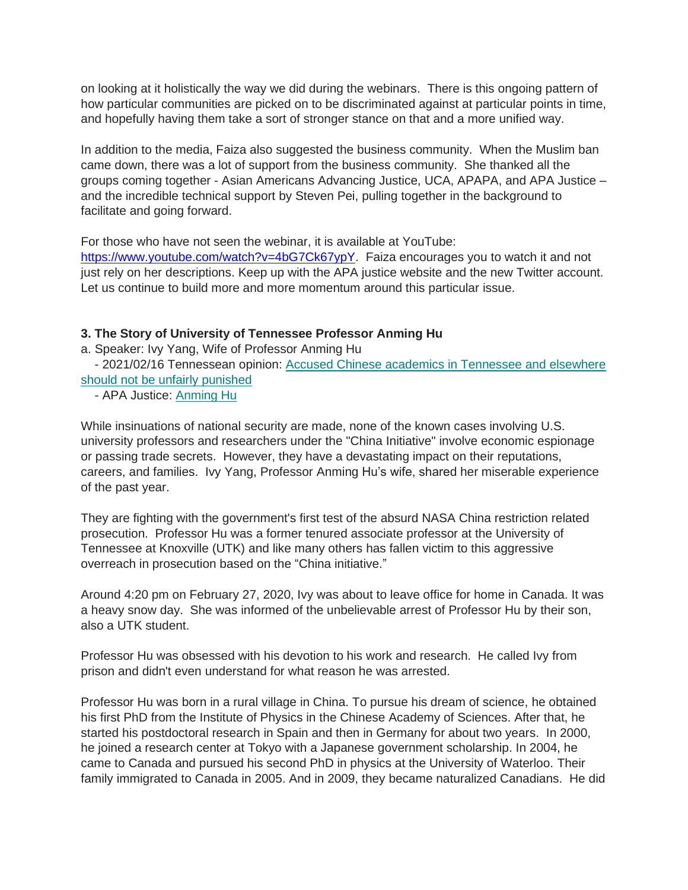on looking at it holistically the way we did during the webinars. There is this ongoing pattern of how particular communities are picked on to be discriminated against at particular points in time, and hopefully having them take a sort of stronger stance on that and a more unified way.

In addition to the media, Faiza also suggested the business community. When the Muslim ban came down, there was a lot of support from the business community. She thanked all the groups coming together - Asian Americans Advancing Justice, UCA, APAPA, and APA Justice – and the incredible technical support by Steven Pei, pulling together in the background to facilitate and going forward.

For those who have not seen the webinar, it is available at YouTube: [https://www.youtube.com/watch?v=4bG7Ck67ypY](https://www.youtube.com/watch?v=4bG7Ck67ypY). Faiza encourages you to watch it and not just rely on her descriptions. Keep up with the APA justice website and the new Twitter account. Let us continue to build more and more momentum around this particular issue.

**3. The Story of University of Tennessee Professor Anming Hu**

a. Speaker: Ivy Yang, Wife of Professor Anming Hu

- 2021/02/16 Tennessean opinion: [Accused Chinese academics in Tennessee and elsewhere should not be unfairly punished]()
- APA Justice: [Anming Hu]()

While insinuations of national security are made, none of the known cases involving U.S. university professors and researchers under the "China Initiative" involve economic espionage or passing trade secrets. However, they have a devastating impact on their reputations, careers, and families. Ivy Yang, Professor Anming Hu's wife, shared her miserable experience of the past year.

They are fighting with the government's first test of the absurd NASA China restriction related prosecution. Professor Hu was a former tenured associate professor at the University of Tennessee at Knoxville (UTK) and like many others has fallen victim to this aggressive overreach in prosecution based on the "China initiative."

Around 4:20 pm on February 27, 2020, Ivy was about to leave office for home in Canada. It was a heavy snow day. She was informed of the unbelievable arrest of Professor Hu by their son, also a UTK student.

Professor Hu was obsessed with his devotion to his work and research. He called Ivy from prison and didn't even understand for what reason he was arrested.

Professor Hu was born in a rural village in China. To pursue his dream of science, he obtained his first PhD from the Institute of Physics in the Chinese Academy of Sciences. After that, he started his postdoctoral research in Spain and then in Germany for about two years. In 2000, he joined a research center at Tokyo with a Japanese government scholarship. In 2004, he came to Canada and pursued his second PhD in physics at the University of Waterloo. Their family immigrated to Canada in 2005. And in 2009, they became naturalized Canadians. He did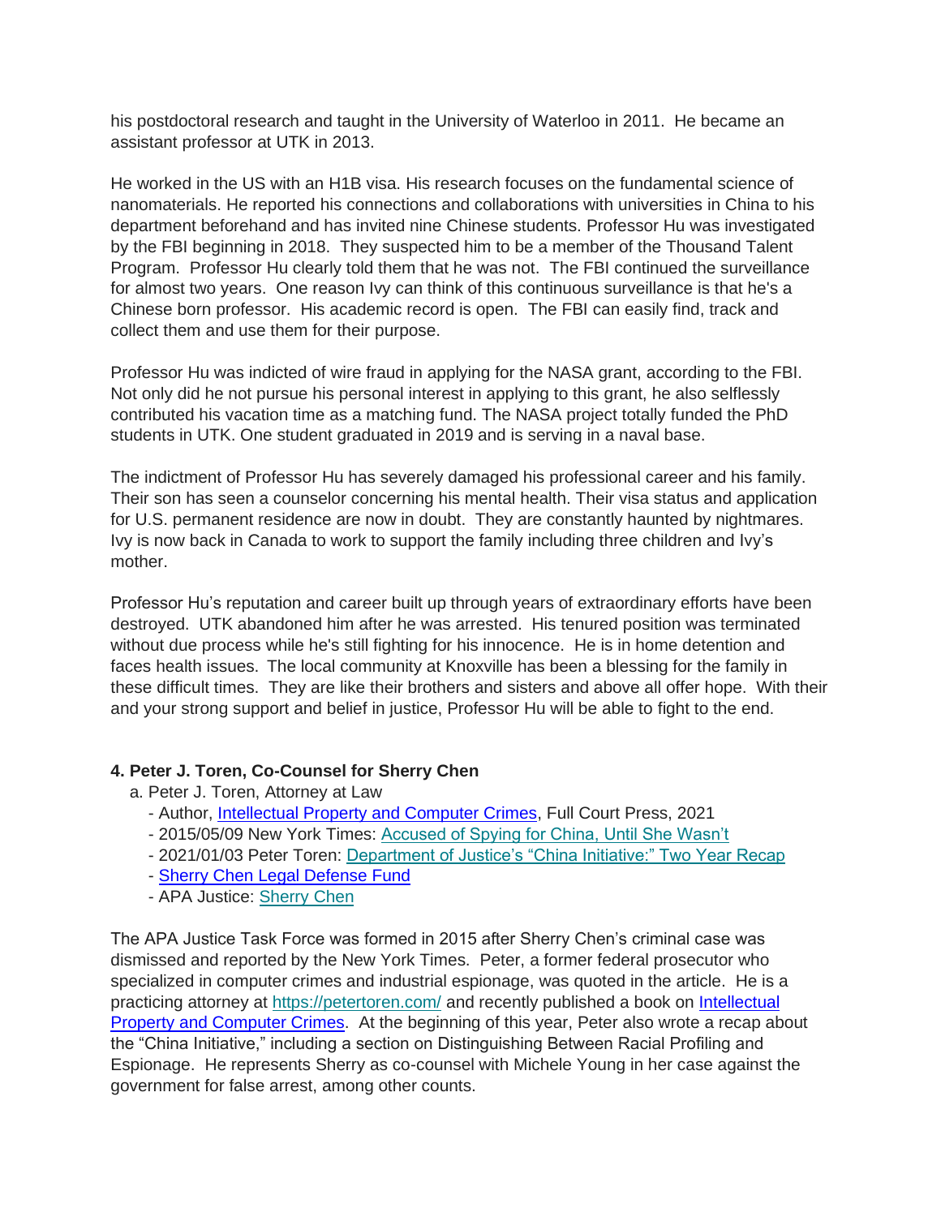his postdoctoral research and taught in the University of Waterloo in 2011. He became an assistant professor at UTK in 2013.

He worked in the US with an H1B visa. His research focuses on the fundamental science of nanomaterials. He reported his connections and collaborations with universities in China to his department beforehand and has invited nine Chinese students. Professor Hu was investigated by the FBI beginning in 2018. They suspected him to be a member of the Thousand Talent Program. Professor Hu clearly told them that he was not. The FBI continued the surveillance for almost two years. One reason Ivy can think of this continuous surveillance is that he's a Chinese born professor. His academic record is open. The FBI can easily find, track and collect them and use them for their purpose.

Professor Hu was indicted of wire fraud in applying for the NASA grant, according to the FBI. Not only did he not pursue his personal interest in applying to this grant, he also selflessly contributed his vacation time as a matching fund. The NASA project totally funded the PhD students in UTK. One student graduated in 2019 and is serving in a naval base.

The indictment of Professor Hu has severely damaged his professional career and his family. Their son has seen a counselor concerning his mental health. Their visa status and application for U.S. permanent residence are now in doubt. They are constantly haunted by nightmares. Ivy is now back in Canada to work to support the family including three children and Ivy's mother.

Professor Hu's reputation and career built up through years of extraordinary efforts have been destroyed. UTK abandoned him after he was arrested. His tenured position was terminated without due process while he's still fighting for his innocence. He is in home detention and faces health issues. The local community at Knoxville has been a blessing for the family in these difficult times. They are like their brothers and sisters and above all offer hope. With their and your strong support and belief in justice, Professor Hu will be able to fight to the end.

**4. Peter J. Toren, Co-Counsel for Sherry Chen**

a. Peter J. Toren, Attorney at Law
- Author, Intellectual Property and Computer Crimes, Full Court Press, 2021
- 2015/05/09 New York Times: Accused of Spying for China, Until She Wasn't
- 2021/01/03 Peter Toren: Department of Justice's "China Initiative:" Two Year Recap
- Sherry Chen Legal Defense Fund
- APA Justice: Sherry Chen

The APA Justice Task Force was formed in 2015 after Sherry Chen's criminal case was dismissed and reported by the New York Times. Peter, a former federal prosecutor who specialized in computer crimes and industrial espionage, was quoted in the article. He is a practicing attorney at https://petertoren.com/ and recently published a book on Intellectual Property and Computer Crimes. At the beginning of this year, Peter also wrote a recap about the "China Initiative," including a section on Distinguishing Between Racial Profiling and Espionage. He represents Sherry as co-counsel with Michele Young in her case against the government for false arrest, among other counts.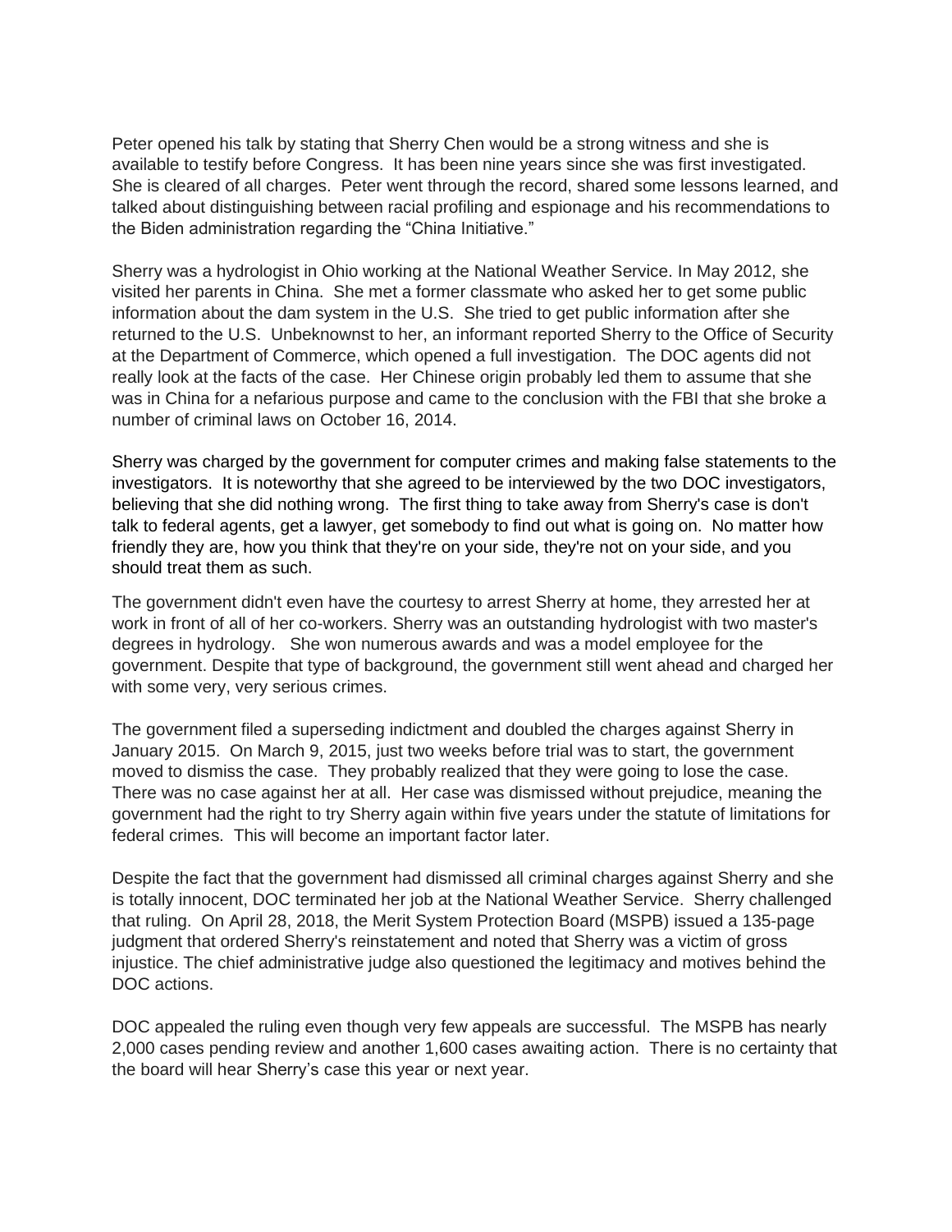Peter opened his talk by stating that Sherry Chen would be a strong witness and she is available to testify before Congress. It has been nine years since she was first investigated. She is cleared of all charges. Peter went through the record, shared some lessons learned, and talked about distinguishing between racial profiling and espionage and his recommendations to the Biden administration regarding the "China Initiative."

Sherry was a hydrologist in Ohio working at the National Weather Service. In May 2012, she visited her parents in China. She met a former classmate who asked her to get some public information about the dam system in the U.S. She tried to get public information after she returned to the U.S. Unbeknownst to her, an informant reported Sherry to the Office of Security at the Department of Commerce, which opened a full investigation. The DOC agents did not really look at the facts of the case. Her Chinese origin probably led them to assume that she was in China for a nefarious purpose and came to the conclusion with the FBI that she broke a number of criminal laws on October 16, 2014.

Sherry was charged by the government for computer crimes and making false statements to the investigators. It is noteworthy that she agreed to be interviewed by the two DOC investigators, believing that she did nothing wrong. The first thing to take away from Sherry's case is don't talk to federal agents, get a lawyer, get somebody to find out what is going on. No matter how friendly they are, how you think that they're on your side, they're not on your side, and you should treat them as such.

The government didn't even have the courtesy to arrest Sherry at home, they arrested her at work in front of all of her co-workers. Sherry was an outstanding hydrologist with two master's degrees in hydrology. She won numerous awards and was a model employee for the government. Despite that type of background, the government still went ahead and charged her with some very, very serious crimes.

The government filed a superseding indictment and doubled the charges against Sherry in January 2015. On March 9, 2015, just two weeks before trial was to start, the government moved to dismiss the case. They probably realized that they were going to lose the case. There was no case against her at all. Her case was dismissed without prejudice, meaning the government had the right to try Sherry again within five years under the statute of limitations for federal crimes. This will become an important factor later.

Despite the fact that the government had dismissed all criminal charges against Sherry and she is totally innocent, DOC terminated her job at the National Weather Service. Sherry challenged that ruling. On April 28, 2018, the Merit System Protection Board (MSPB) issued a 135-page judgment that ordered Sherry's reinstatement and noted that Sherry was a victim of gross injustice. The chief administrative judge also questioned the legitimacy and motives behind the DOC actions.

DOC appealed the ruling even though very few appeals are successful. The MSPB has nearly 2,000 cases pending review and another 1,600 cases awaiting action. There is no certainty that the board will hear Sherry's case this year or next year.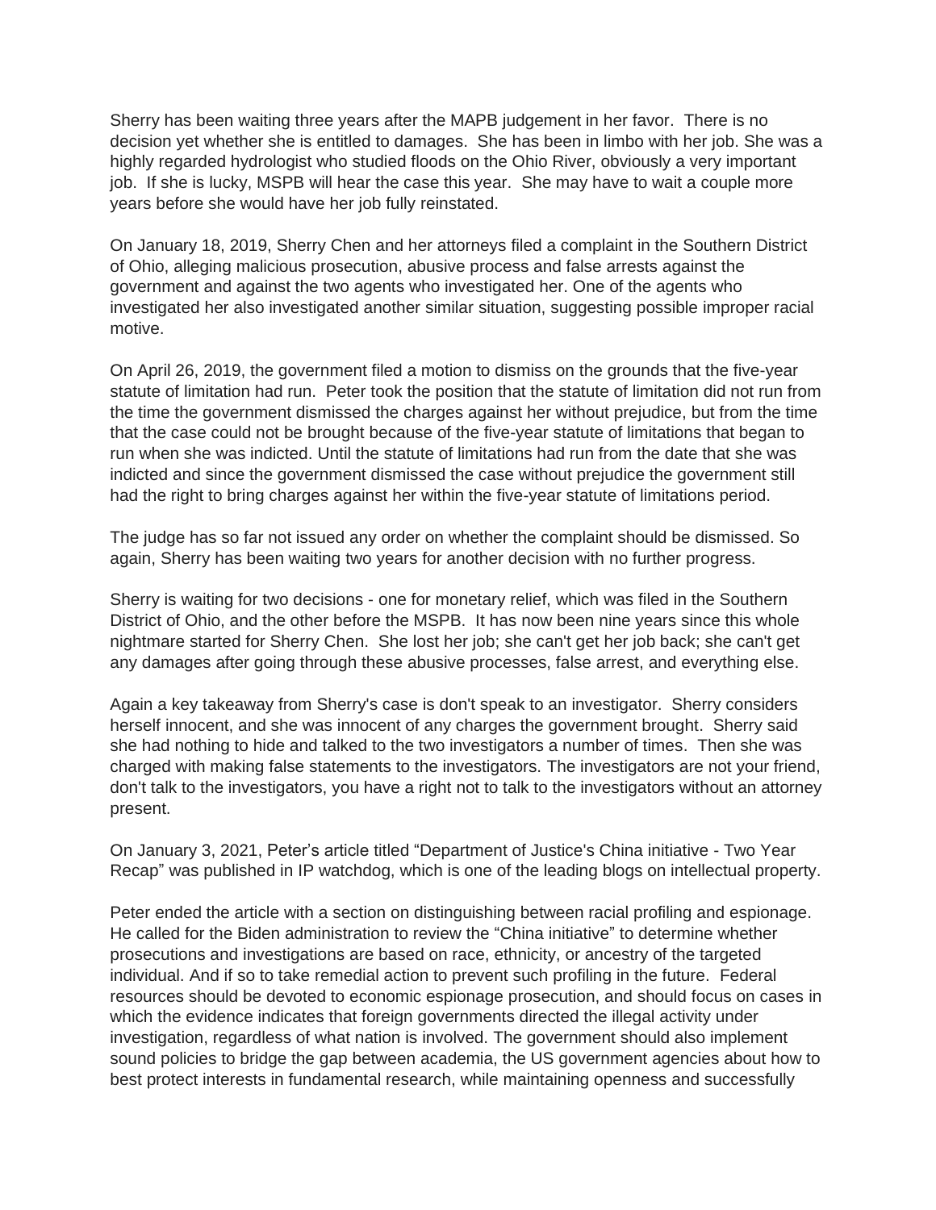Sherry has been waiting three years after the MAPB judgement in her favor. There is no decision yet whether she is entitled to damages. She has been in limbo with her job. She was a highly regarded hydrologist who studied floods on the Ohio River, obviously a very important job. If she is lucky, MSPB will hear the case this year. She may have to wait a couple more years before she would have her job fully reinstated.

On January 18, 2019, Sherry Chen and her attorneys filed a complaint in the Southern District of Ohio, alleging malicious prosecution, abusive process and false arrests against the government and against the two agents who investigated her. One of the agents who investigated her also investigated another similar situation, suggesting possible improper racial motive.

On April 26, 2019, the government filed a motion to dismiss on the grounds that the five-year statute of limitation had run. Peter took the position that the statute of limitation did not run from the time the government dismissed the charges against her without prejudice, but from the time that the case could not be brought because of the five-year statute of limitations that began to run when she was indicted. Until the statute of limitations had run from the date that she was indicted and since the government dismissed the case without prejudice the government still had the right to bring charges against her within the five-year statute of limitations period.

The judge has so far not issued any order on whether the complaint should be dismissed. So again, Sherry has been waiting two years for another decision with no further progress.

Sherry is waiting for two decisions - one for monetary relief, which was filed in the Southern District of Ohio, and the other before the MSPB. It has now been nine years since this whole nightmare started for Sherry Chen. She lost her job; she can't get her job back; she can't get any damages after going through these abusive processes, false arrest, and everything else.

Again a key takeaway from Sherry's case is don't speak to an investigator. Sherry considers herself innocent, and she was innocent of any charges the government brought. Sherry said she had nothing to hide and talked to the two investigators a number of times. Then she was charged with making false statements to the investigators. The investigators are not your friend, don't talk to the investigators, you have a right not to talk to the investigators without an attorney present.

On January 3, 2021, Peter's article titled "Department of Justice's China initiative - Two Year Recap" was published in IP watchdog, which is one of the leading blogs on intellectual property.

Peter ended the article with a section on distinguishing between racial profiling and espionage. He called for the Biden administration to review the "China initiative" to determine whether prosecutions and investigations are based on race, ethnicity, or ancestry of the targeted individual. And if so to take remedial action to prevent such profiling in the future. Federal resources should be devoted to economic espionage prosecution, and should focus on cases in which the evidence indicates that foreign governments directed the illegal activity under investigation, regardless of what nation is involved. The government should also implement sound policies to bridge the gap between academia, the US government agencies about how to best protect interests in fundamental research, while maintaining openness and successfully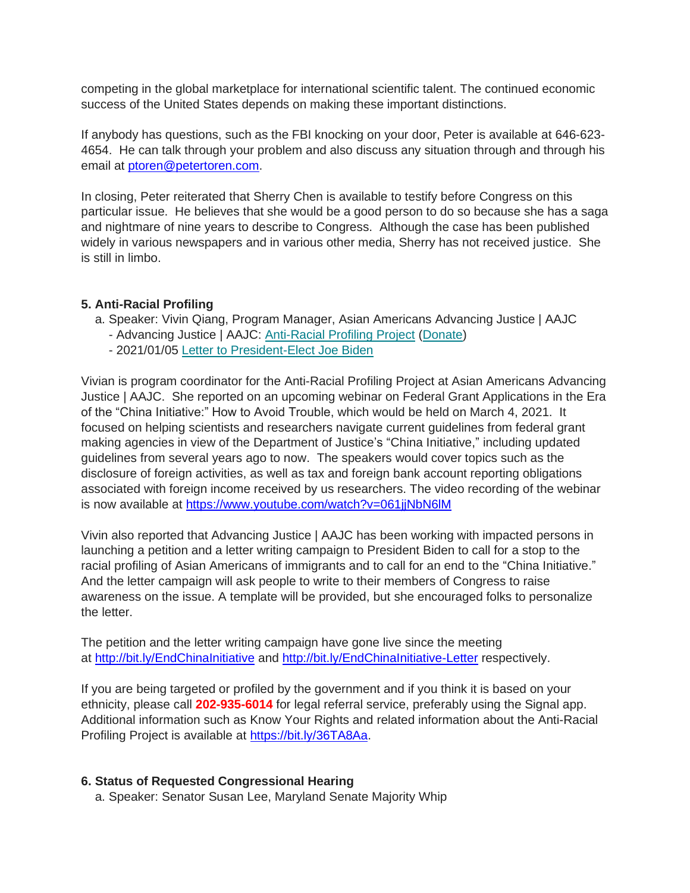competing in the global marketplace for international scientific talent. The continued economic success of the United States depends on making these important distinctions.

If anybody has questions, such as the FBI knocking on your door, Peter is available at 646-623-4654. He can talk through your problem and also discuss any situation through and through his email at ptoren@petertoren.com.

In closing, Peter reiterated that Sherry Chen is available to testify before Congress on this particular issue. He believes that she would be a good person to do so because she has a saga and nightmare of nine years to describe to Congress. Although the case has been published widely in various newspapers and in various other media, Sherry has not received justice. She is still in limbo.

**5. Anti-Racial Profiling**

a. Speaker: Vivin Qiang, Program Manager, Asian Americans Advancing Justice | AAJC
  - Advancing Justice | AAJC: Anti-Racial Profiling Project (Donate)
  - 2021/01/05 Letter to President-Elect Joe Biden

Vivian is program coordinator for the Anti-Racial Profiling Project at Asian Americans Advancing Justice | AAJC. She reported on an upcoming webinar on Federal Grant Applications in the Era of the "China Initiative:" How to Avoid Trouble, which would be held on March 4, 2021. It focused on helping scientists and researchers navigate current guidelines from federal grant making agencies in view of the Department of Justice's "China Initiative," including updated guidelines from several years ago to now. The speakers would cover topics such as the disclosure of foreign activities, as well as tax and foreign bank account reporting obligations associated with foreign income received by us researchers. The video recording of the webinar is now available at https://www.youtube.com/watch?v=061jjNbN6lM

Vivin also reported that Advancing Justice | AAJC has been working with impacted persons in launching a petition and a letter writing campaign to President Biden to call for a stop to the racial profiling of Asian Americans of immigrants and to call for an end to the "China Initiative." And the letter campaign will ask people to write to their members of Congress to raise awareness on the issue. A template will be provided, but she encouraged folks to personalize the letter.

The petition and the letter writing campaign have gone live since the meeting at http://bit.ly/EndChinaInitiative and http://bit.ly/EndChinaInitiative-Letter respectively.

If you are being targeted or profiled by the government and if you think it is based on your ethnicity, please call **202-935-6014** for legal referral service, preferably using the Signal app. Additional information such as Know Your Rights and related information about the Anti-Racial Profiling Project is available at https://bit.ly/36TA8Aa.

**6. Status of Requested Congressional Hearing**

a. Speaker: Senator Susan Lee, Maryland Senate Majority Whip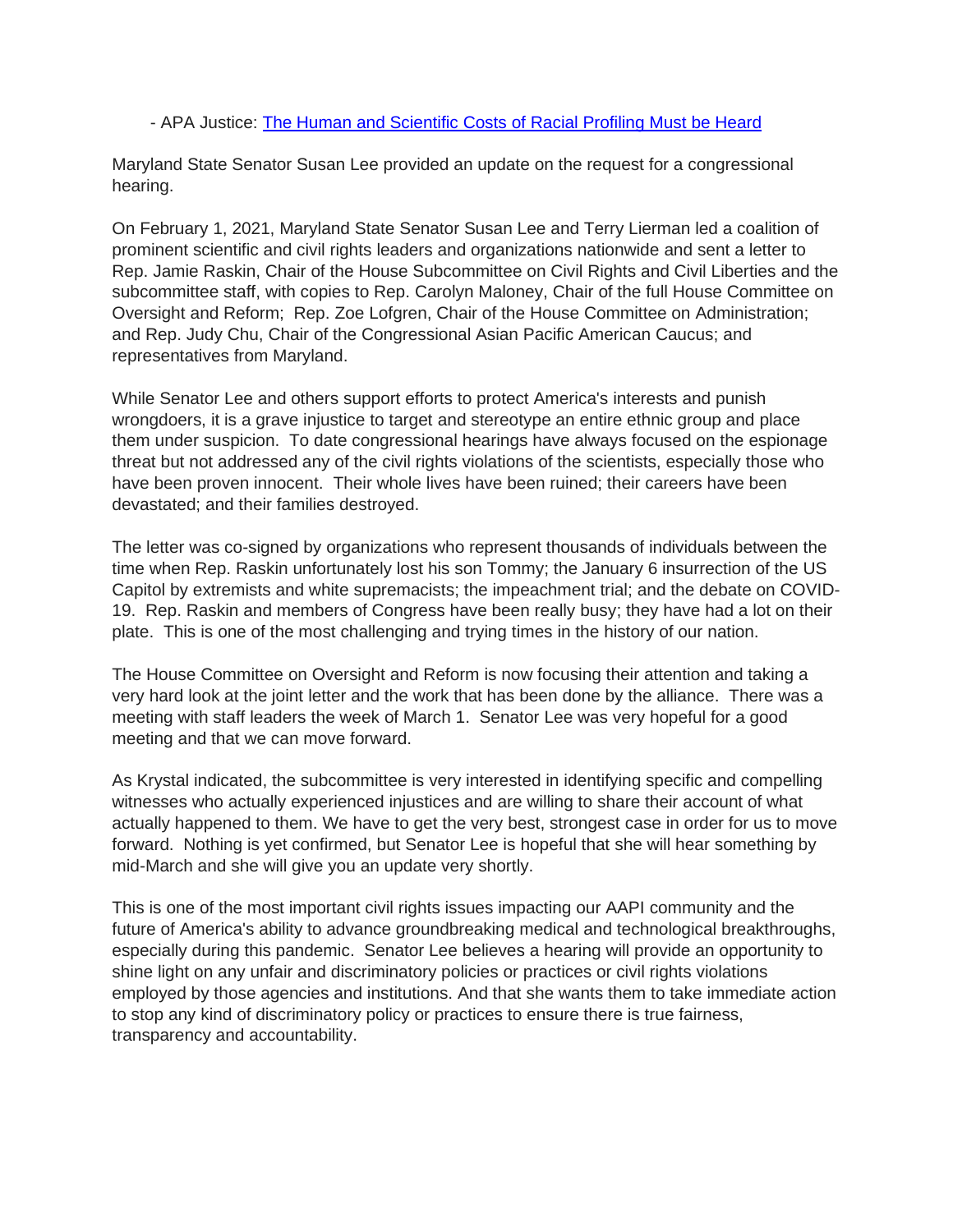- APA Justice: [The Human and Scientific Costs of Racial Profiling Must be Heard]

Maryland State Senator Susan Lee provided an update on the request for a congressional hearing.

On February 1, 2021, Maryland State Senator Susan Lee and Terry Lierman led a coalition of prominent scientific and civil rights leaders and organizations nationwide and sent a letter to Rep. Jamie Raskin, Chair of the House Subcommittee on Civil Rights and Civil Liberties and the subcommittee staff, with copies to Rep. Carolyn Maloney, Chair of the full House Committee on Oversight and Reform; Rep. Zoe Lofgren, Chair of the House Committee on Administration; and Rep. Judy Chu, Chair of the Congressional Asian Pacific American Caucus; and representatives from Maryland.

While Senator Lee and others support efforts to protect America's interests and punish wrongdoers, it is a grave injustice to target and stereotype an entire ethnic group and place them under suspicion. To date congressional hearings have always focused on the espionage threat but not addressed any of the civil rights violations of the scientists, especially those who have been proven innocent. Their whole lives have been ruined; their careers have been devastated; and their families destroyed.

The letter was co-signed by organizations who represent thousands of individuals between the time when Rep. Raskin unfortunately lost his son Tommy; the January 6 insurrection of the US Capitol by extremists and white supremacists; the impeachment trial; and the debate on COVID-19. Rep. Raskin and members of Congress have been really busy; they have had a lot on their plate. This is one of the most challenging and trying times in the history of our nation.

The House Committee on Oversight and Reform is now focusing their attention and taking a very hard look at the joint letter and the work that has been done by the alliance. There was a meeting with staff leaders the week of March 1. Senator Lee was very hopeful for a good meeting and that we can move forward.

As Krystal indicated, the subcommittee is very interested in identifying specific and compelling witnesses who actually experienced injustices and are willing to share their account of what actually happened to them. We have to get the very best, strongest case in order for us to move forward. Nothing is yet confirmed, but Senator Lee is hopeful that she will hear something by mid-March and she will give you an update very shortly.

This is one of the most important civil rights issues impacting our AAPI community and the future of America's ability to advance groundbreaking medical and technological breakthroughs, especially during this pandemic. Senator Lee believes a hearing will provide an opportunity to shine light on any unfair and discriminatory policies or practices or civil rights violations employed by those agencies and institutions. And that she wants them to take immediate action to stop any kind of discriminatory policy or practices to ensure there is true fairness, transparency and accountability.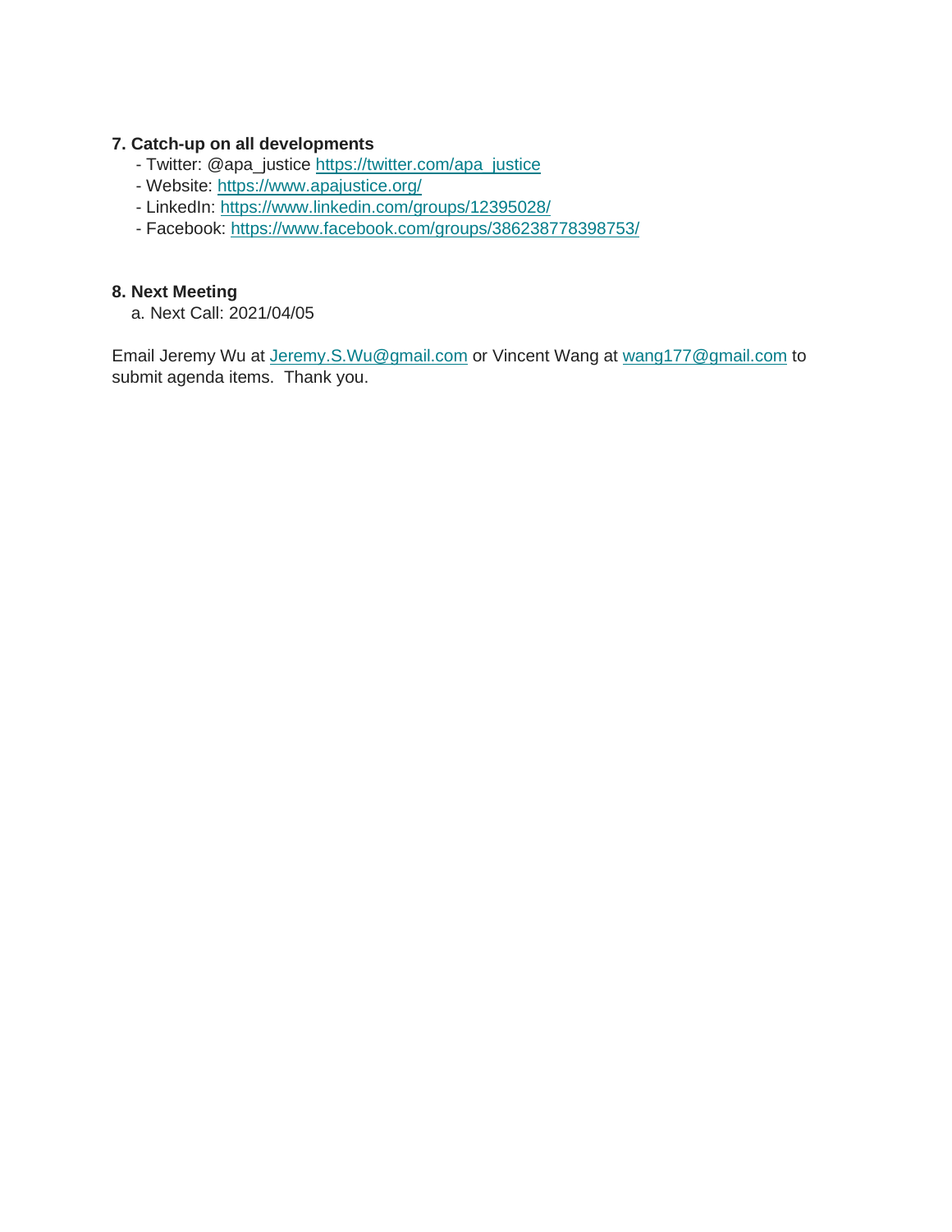**7. Catch-up on all developments**

- Twitter: @apa_justice https://twitter.com/apa_justice
- Website: https://www.apajustice.org/
- LinkedIn: https://www.linkedin.com/groups/12395028/
- Facebook: https://www.facebook.com/groups/386238778398753/

**8. Next Meeting**

a. Next Call: 2021/04/05

Email Jeremy Wu at Jeremy.S.Wu@gmail.com or Vincent Wang at wang177@gmail.com to submit agenda items. Thank you.